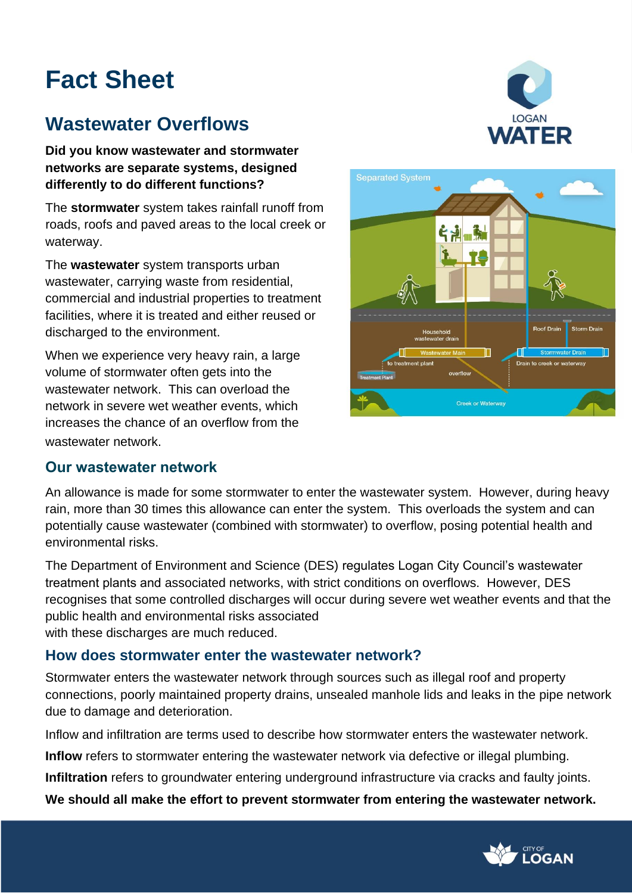# Fact Sheet

## Wastewater Overflows

**Did you know wastewater and stormwater networks are separate systems, designed differently to do different functions?**

The **stormwater** system takes rainfall runoff from roads, roofs and paved areas to the local creek or waterway.

The **wastewater** system transports urban wastewater, carrying waste from residential, commercial and industrial properties to treatment facilities, where it is treated and either reused or discharged to the environment.

When we experience very heavy rain, a large volume of stormwater often gets into the wastewater network. This can overload the network in severe wet weather events, which increases the chance of an overflow from the wastewater network.

### Our wastewater network

An allowance is made for some stormwater to enter the wastewater system. However, during heavy rain, more than 30 times this allowance can enter the system. This overloads the system and can potentially cause wastewater (combined with stormwater) to overflow, posing potential health and environmental risks.

The Department of Environment and Science (DES) regulates Logan City Council's wastewater treatment plants and associated networks, with strict conditions on overflows. However, DES recognises that some controlled discharges will occur during severe wet weather events and that the public health and environmental risks associated with these discharges are much reduced.

### How does stormwater enter the wastewater network?

Stormwater enters the wastewater network through sources such as illegal roof and property connections, poorly maintained property drains, unsealed manhole lids and leaks in the pipe network due to damage and deterioration.

Inflow and infiltration are terms used to describe how stormwater enters the wastewater network.

**Inflow** refers to stormwater entering the wastewater network via defective or illegal plumbing.

**Infiltration** refers to groundwater entering underground infrastructure via cracks and faulty joints.

**We should all make the effort to prevent stormwater from entering the wastewater network.**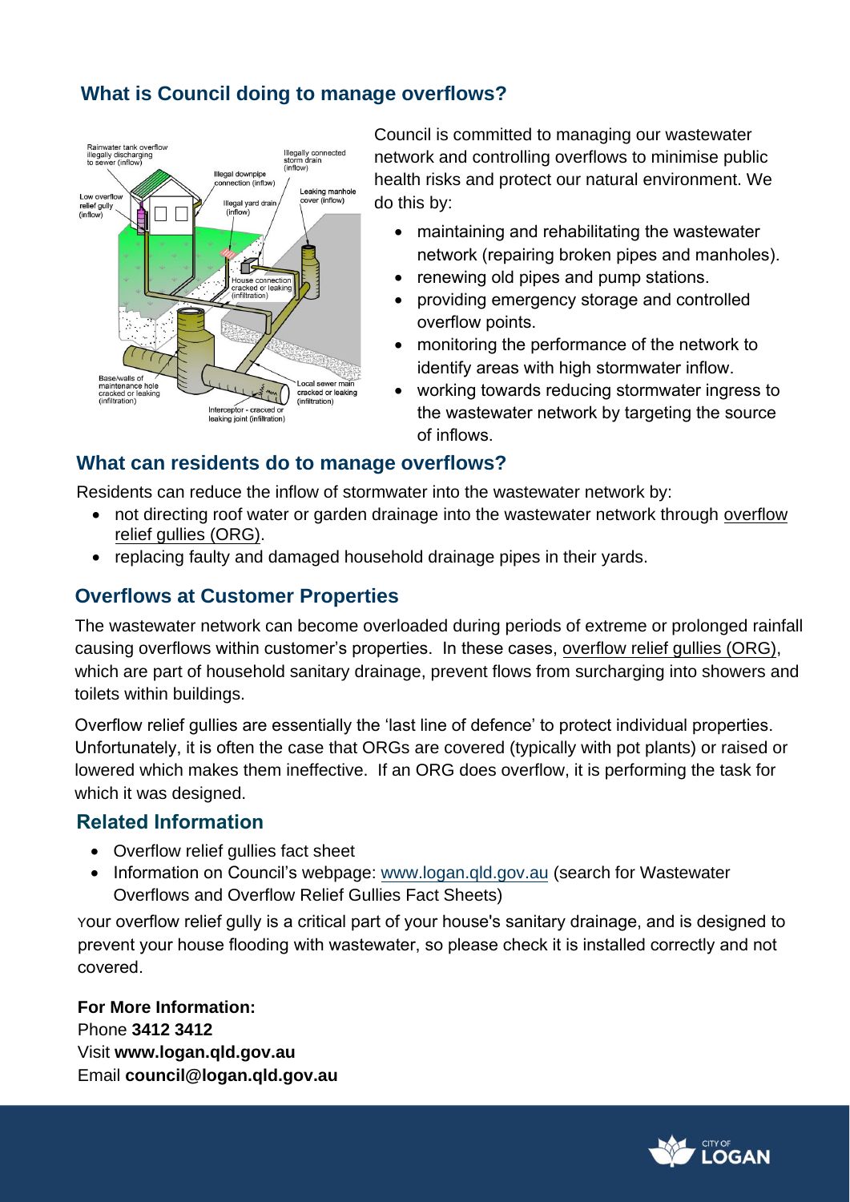## What is Council doing to manage overflows?

Rainwater tank overflow illegally discharging to sewer (inflow)
Illegally connected storm drain (inflow)
Illegal downpipe connection (inflow)
Leaking manhole cover (inflow)
Low overflow relief gully (inflow)
Illegal yard drain (inflow)
House connection cracked or leaking (infiltration)
Base/walls of maintenance hole cracked or leaking (infiltration)
Local sewer main cracked or leaking (infiltration)
Interceptor - cracked or leaking joint (infiltration)

Council is committed to managing our wastewater network and controlling overflows to minimise public health risks and protect our natural environment. We do this by:

- maintaining and rehabilitating the wastewater network (repairing broken pipes and manholes).
- renewing old pipes and pump stations.
- providing emergency storage and controlled overflow points.
- monitoring the performance of the network to identify areas with high stormwater inflow.
- working towards reducing stormwater ingress to the wastewater network by targeting the source of inflows.

## What can residents do to manage overflows?

Residents can reduce the inflow of stormwater into the wastewater network by:

- not directing roof water or garden drainage into the wastewater network through overflow relief gullies (ORG).
- replacing faulty and damaged household drainage pipes in their yards.

## Overflows at Customer Properties

The wastewater network can become overloaded during periods of extreme or prolonged rainfall causing overflows within customer's properties. In these cases, overflow relief gullies (ORG), which are part of household sanitary drainage, prevent flows from surcharging into showers and toilets within buildings.

Overflow relief gullies are essentially the 'last line of defence' to protect individual properties. Unfortunately, it is often the case that ORGs are covered (typically with pot plants) or raised or lowered which makes them ineffective. If an ORG does overflow, it is performing the task for which it was designed.

## Related Information

- Overflow relief gullies fact sheet
- Information on Council's webpage: www.logan.qld.gov.au (search for Wastewater Overflows and Overflow Relief Gullies Fact Sheets)

Your overflow relief gully is a critical part of your house's sanitary drainage, and is designed to prevent your house flooding with wastewater, so please check it is installed correctly and not covered.

**For More Information:**
Phone **3412 3412**
Visit **www.logan.qld.gov.au**
Email **council@logan.qld.gov.au**

CITY OF LOGAN